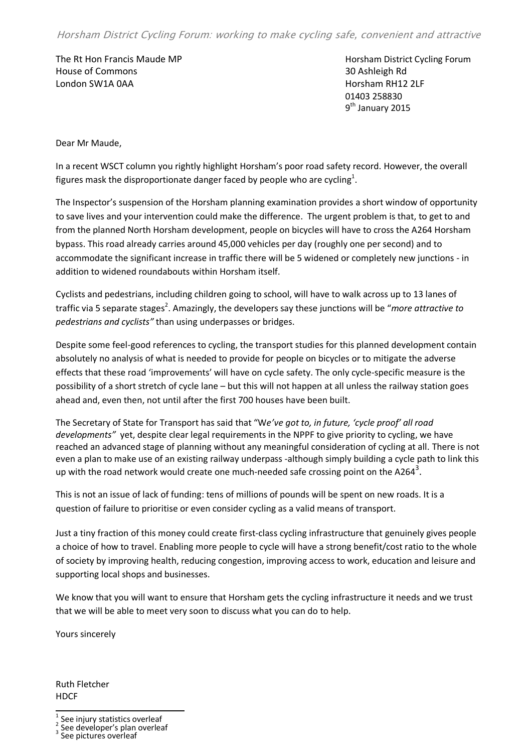*Horsham District Cycling Forum: working to make cycling safe, convenient and attractive*

The Rt Hon Francis Maude MP
House of Commons
London SW1A 0AA

Horsham District Cycling Forum
30 Ashleigh Rd
Horsham RH12 2LF
01403 258830
9th January 2015

Dear Mr Maude,

In a recent WSCT column you rightly highlight Horsham's poor road safety record. However, the overall figures mask the disproportionate danger faced by people who are cycling[1].

The Inspector's suspension of the Horsham planning examination provides a short window of opportunity to save lives and your intervention could make the difference. The urgent problem is that, to get to and from the planned North Horsham development, people on bicycles will have to cross the A264 Horsham bypass. This road already carries around 45,000 vehicles per day (roughly one per second) and to accommodate the significant increase in traffic there will be 5 widened or completely new junctions - in addition to widened roundabouts within Horsham itself.

Cyclists and pedestrians, including children going to school, will have to walk across up to 13 lanes of traffic via 5 separate stages[2]. Amazingly, the developers say these junctions will be "*more attractive to pedestrians and cyclists"* than using underpasses or bridges.

Despite some feel-good references to cycling, the transport studies for this planned development contain absolutely no analysis of what is needed to provide for people on bicycles or to mitigate the adverse effects that these road 'improvements' will have on cycle safety. The only cycle-specific measure is the possibility of a short stretch of cycle lane – but this will not happen at all unless the railway station goes ahead and, even then, not until after the first 700 houses have been built.

The Secretary of State for Transport has said that "W*e've got to, in future, 'cycle proof' all road developments"* yet, despite clear legal requirements in the NPPF to give priority to cycling, we have reached an advanced stage of planning without any meaningful consideration of cycling at all. There is not even a plan to make use of an existing railway underpass -although simply building a cycle path to link this up with the road network would create one much-needed safe crossing point on the A264[3].

This is not an issue of lack of funding: tens of millions of pounds will be spent on new roads. It is a question of failure to prioritise or even consider cycling as a valid means of transport.

Just a tiny fraction of this money could create first-class cycling infrastructure that genuinely gives people a choice of how to travel. Enabling more people to cycle will have a strong benefit/cost ratio to the whole of society by improving health, reducing congestion, improving access to work, education and leisure and supporting local shops and businesses.

We know that you will want to ensure that Horsham gets the cycling infrastructure it needs and we trust that we will be able to meet very soon to discuss what you can do to help.

Yours sincerely

Ruth Fletcher
HDCF

---

[1] See injury statistics overleaf
[2] See developer's plan overleaf
[3] See pictures overleaf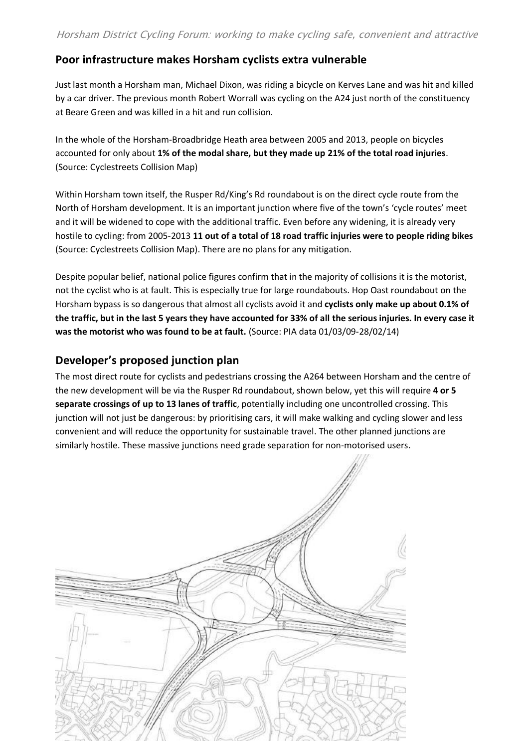## Poor infrastructure makes Horsham cyclists extra vulnerable

Just last month a Horsham man, Michael Dixon, was riding a bicycle on Kerves Lane and was hit and killed by a car driver. The previous month Robert Worrall was cycling on the A24 just north of the constituency at Beare Green and was killed in a hit and run collision.

In the whole of the Horsham-Broadbridge Heath area between 2005 and 2013, people on bicycles accounted for only about **1% of the modal share, but they made up 21% of the total road injuries**. (Source: Cyclestreets Collision Map)

Within Horsham town itself, the Rusper Rd/King's Rd roundabout is on the direct cycle route from the North of Horsham development. It is an important junction where five of the town's 'cycle routes' meet and it will be widened to cope with the additional traffic. Even before any widening, it is already very hostile to cycling: from 2005-2013 **11 out of a total of 18 road traffic injuries were to people riding bikes** (Source: Cyclestreets Collision Map). There are no plans for any mitigation.

Despite popular belief, national police figures confirm that in the majority of collisions it is the motorist, not the cyclist who is at fault. This is especially true for large roundabouts. Hop Oast roundabout on the Horsham bypass is so dangerous that almost all cyclists avoid it and **cyclists only make up about 0.1% of the traffic, but in the last 5 years they have accounted for 33% of all the serious injuries. In every case it was the motorist who was found to be at fault.** (Source: PIA data 01/03/09-28/02/14)

## Developer's proposed junction plan

The most direct route for cyclists and pedestrians crossing the A264 between Horsham and the centre of the new development will be via the Rusper Rd roundabout, shown below, yet this will require **4 or 5 separate crossings of up to 13 lanes of traffic**, potentially including one uncontrolled crossing. This junction will not just be dangerous: by prioritising cars, it will make walking and cycling slower and less convenient and will reduce the opportunity for sustainable travel. The other planned junctions are similarly hostile. These massive junctions need grade separation for non-motorised users.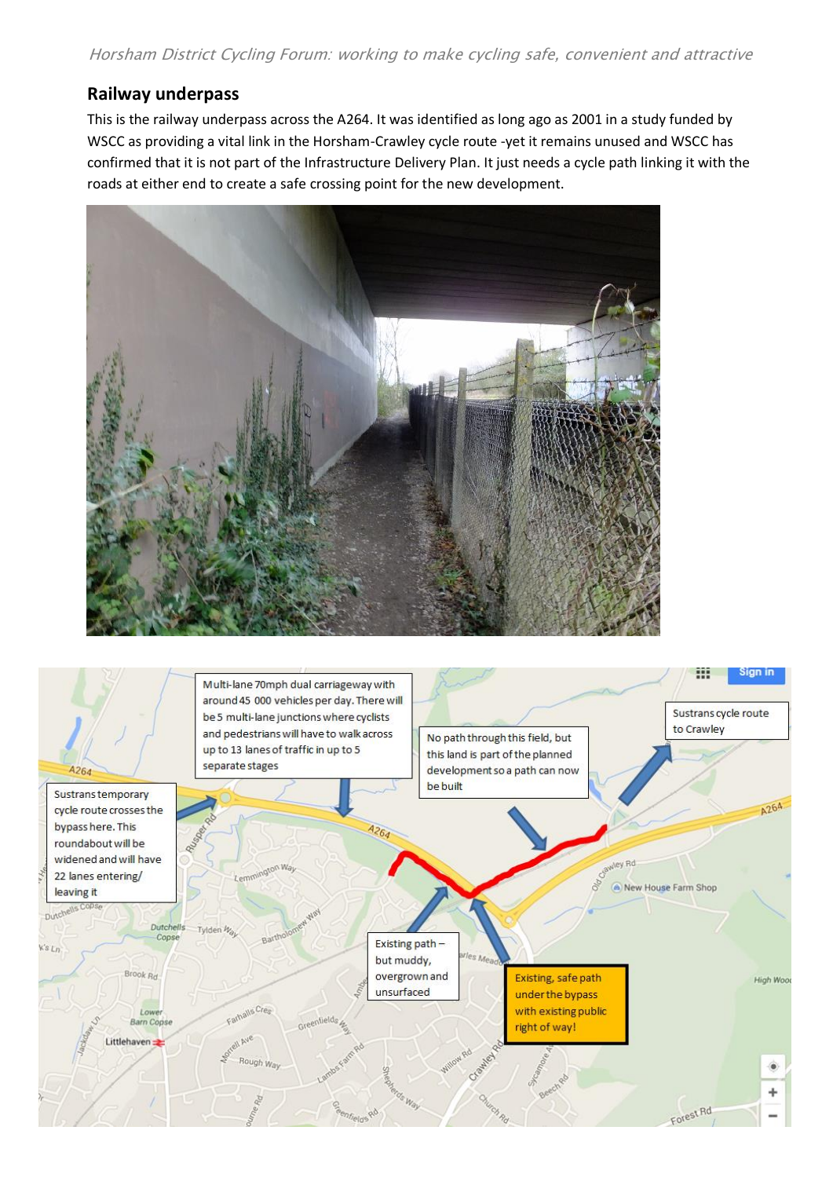## Railway underpass

This is the railway underpass across the A264. It was identified as long ago as 2001 in a study funded by WSCC as providing a vital link in the Horsham-Crawley cycle route -yet it remains unused and WSCC has confirmed that it is not part of the Infrastructure Delivery Plan. It just needs a cycle path linking it with the roads at either end to create a safe crossing point for the new development.

Multi-lane 70mph dual carriageway with around 45 000 vehicles per day. There will be 5 multi-lane junctions where cyclists and pedestrians will have to walk across up to 13 lanes of traffic in up to 5 separate stages

Sustrans temporary cycle route crosses the bypass here. This roundabout will be widened and will have 22 lanes entering/ leaving it

No path through this field, but this land is part of the planned development so a path can now be built

Sustrans cycle route to Crawley

Existing path – but muddy, overgrown and unsurfaced

Existing, safe path under the bypass with existing public right of way!